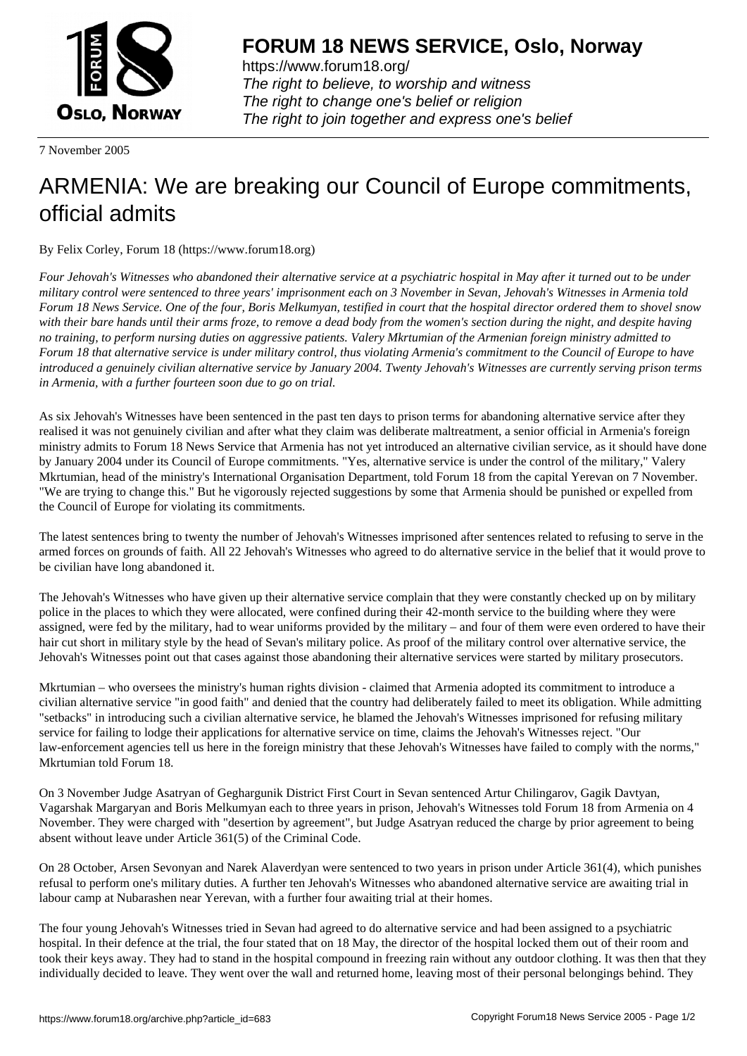# FORUM 18 NEWS SERVICE, Oslo, Norway

https://www.forum18.org/
*The right to believe, to worship and witness*
*The right to change one's belief or religion*
*The right to join together and express one's belief*

7 November 2005

# ARMENIA: We are breaking our Council of Europe commitments, official admits

By Felix Corley, Forum 18 (https://www.forum18.org)

*Four Jehovah's Witnesses who abandoned their alternative service at a psychiatric hospital in May after it turned out to be under military control were sentenced to three years' imprisonment each on 3 November in Sevan, Jehovah's Witnesses in Armenia told Forum 18 News Service. One of the four, Boris Melkumyan, testified in court that the hospital director ordered them to shovel snow with their bare hands until their arms froze, to remove a dead body from the women's section during the night, and despite having no training, to perform nursing duties on aggressive patients. Valery Mkrtumian of the Armenian foreign ministry admitted to Forum 18 that alternative service is under military control, thus violating Armenia's commitment to the Council of Europe to have introduced a genuinely civilian alternative service by January 2004. Twenty Jehovah's Witnesses are currently serving prison terms in Armenia, with a further fourteen soon due to go on trial.*

As six Jehovah's Witnesses have been sentenced in the past ten days to prison terms for abandoning alternative service after they realised it was not genuinely civilian and after what they claim was deliberate maltreatment, a senior official in Armenia's foreign ministry admits to Forum 18 News Service that Armenia has not yet introduced an alternative civilian service, as it should have done by January 2004 under its Council of Europe commitments. "Yes, alternative service is under the control of the military," Valery Mkrtumian, head of the ministry's International Organisation Department, told Forum 18 from the capital Yerevan on 7 November. "We are trying to change this." But he vigorously rejected suggestions by some that Armenia should be punished or expelled from the Council of Europe for violating its commitments.

The latest sentences bring to twenty the number of Jehovah's Witnesses imprisoned after sentences related to refusing to serve in the armed forces on grounds of faith. All 22 Jehovah's Witnesses who agreed to do alternative service in the belief that it would prove to be civilian have long abandoned it.

The Jehovah's Witnesses who have given up their alternative service complain that they were constantly checked up on by military police in the places to which they were allocated, were confined during their 42-month service to the building where they were assigned, were fed by the military, had to wear uniforms provided by the military – and four of them were even ordered to have their hair cut short in military style by the head of Sevan's military police. As proof of the military control over alternative service, the Jehovah's Witnesses point out that cases against those abandoning their alternative services were started by military prosecutors.

Mkrtumian – who oversees the ministry's human rights division - claimed that Armenia adopted its commitment to introduce a civilian alternative service "in good faith" and denied that the country had deliberately failed to meet its obligation. While admitting "setbacks" in introducing such a civilian alternative service, he blamed the Jehovah's Witnesses imprisoned for refusing military service for failing to lodge their applications for alternative service on time, claims the Jehovah's Witnesses reject. "Our law-enforcement agencies tell us here in the foreign ministry that these Jehovah's Witnesses have failed to comply with the norms," Mkrtumian told Forum 18.

On 3 November Judge Asatryan of Gegharkunik District First Court in Sevan sentenced Artur Chilingarov, Gagik Davtyan, Vagarshak Margaryan and Boris Melkumyan each to three years in prison, Jehovah's Witnesses told Forum 18 from Armenia on 4 November. They were charged with "desertion by agreement", but Judge Asatryan reduced the charge by prior agreement to being absent without leave under Article 361(5) of the Criminal Code.

On 28 October, Arsen Sevonyan and Narek Alaverdyan were sentenced to two years in prison under Article 361(4), which punishes refusal to perform one's military duties. A further ten Jehovah's Witnesses who abandoned alternative service are awaiting trial in labour camp at Nubarashen near Yerevan, with a further four awaiting trial at their homes.

The four young Jehovah's Witnesses tried in Sevan had agreed to do alternative service and had been assigned to a psychiatric hospital. In their defence at the trial, the four stated that on 18 May, the director of the hospital locked them out of their room and took their keys away. They had to stand in the hospital compound in freezing rain without any outdoor clothing. It was then that they individually decided to leave. They went over the wall and returned home, leaving most of their personal belongings behind. They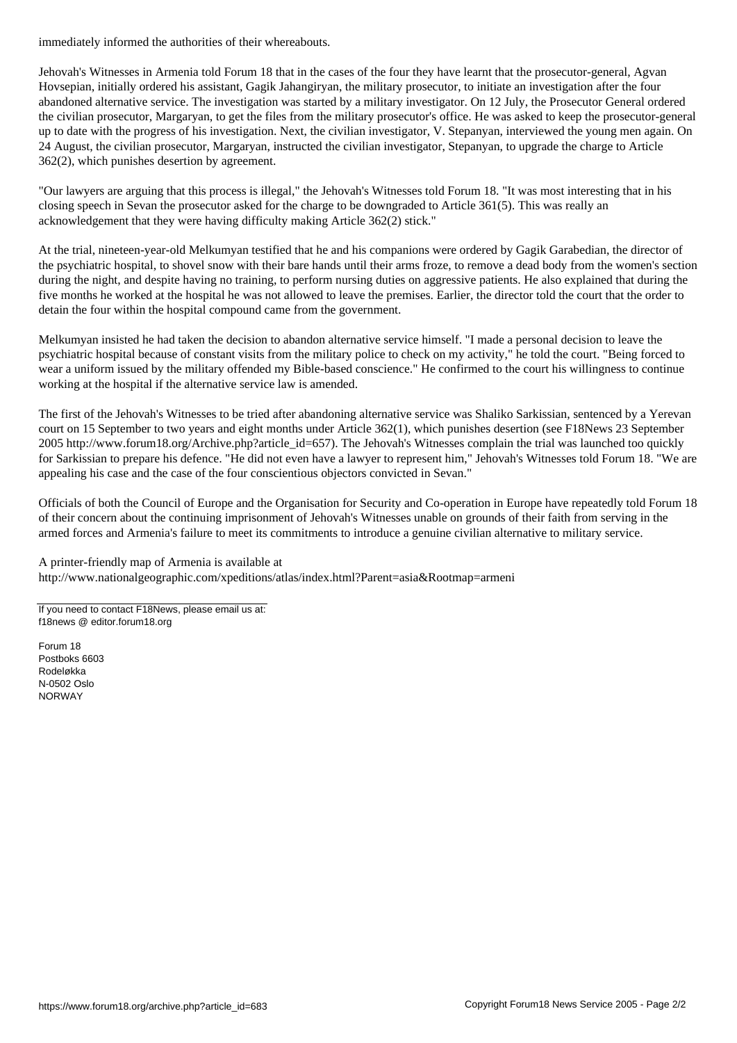immediately informed the authorities of their whereabouts.

Jehovah's Witnesses in Armenia told Forum 18 that in the cases of the four they have learnt that the prosecutor-general, Agvan Hovsepian, initially ordered his assistant, Gagik Jahangiryan, the military prosecutor, to initiate an investigation after the four abandoned alternative service. The investigation was started by a military investigator. On 12 July, the Prosecutor General ordered the civilian prosecutor, Margaryan, to get the files from the military prosecutor's office. He was asked to keep the prosecutor-general up to date with the progress of his investigation. Next, the civilian investigator, V. Stepanyan, interviewed the young men again. On 24 August, the civilian prosecutor, Margaryan, instructed the civilian investigator, Stepanyan, to upgrade the charge to Article 362(2), which punishes desertion by agreement.

"Our lawyers are arguing that this process is illegal," the Jehovah's Witnesses told Forum 18. "It was most interesting that in his closing speech in Sevan the prosecutor asked for the charge to be downgraded to Article 361(5). This was really an acknowledgement that they were having difficulty making Article 362(2) stick."

At the trial, nineteen-year-old Melkumyan testified that he and his companions were ordered by Gagik Garabedian, the director of the psychiatric hospital, to shovel snow with their bare hands until their arms froze, to remove a dead body from the women's section during the night, and despite having no training, to perform nursing duties on aggressive patients. He also explained that during the five months he worked at the hospital he was not allowed to leave the premises. Earlier, the director told the court that the order to detain the four within the hospital compound came from the government.

Melkumyan insisted he had taken the decision to abandon alternative service himself. "I made a personal decision to leave the psychiatric hospital because of constant visits from the military police to check on my activity," he told the court. "Being forced to wear a uniform issued by the military offended my Bible-based conscience." He confirmed to the court his willingness to continue working at the hospital if the alternative service law is amended.

The first of the Jehovah's Witnesses to be tried after abandoning alternative service was Shaliko Sarkissian, sentenced by a Yerevan court on 15 September to two years and eight months under Article 362(1), which punishes desertion (see F18News 23 September 2005 http://www.forum18.org/Archive.php?article_id=657). The Jehovah's Witnesses complain the trial was launched too quickly for Sarkissian to prepare his defence. "He did not even have a lawyer to represent him," Jehovah's Witnesses told Forum 18. "We are appealing his case and the case of the four conscientious objectors convicted in Sevan."

Officials of both the Council of Europe and the Organisation for Security and Co-operation in Europe have repeatedly told Forum 18 of their concern about the continuing imprisonment of Jehovah's Witnesses unable on grounds of their faith from serving in the armed forces and Armenia's failure to meet its commitments to introduce a genuine civilian alternative to military service.

A printer-friendly map of Armenia is available at
http://www.nationalgeographic.com/xpeditions/atlas/index.html?Parent=asia&Rootmap=armeni

If you need to contact F18News, please email us at:
f18news @ editor.forum18.org

Forum 18
Postboks 6603
Rodeløkka
N-0502 Oslo
NORWAY